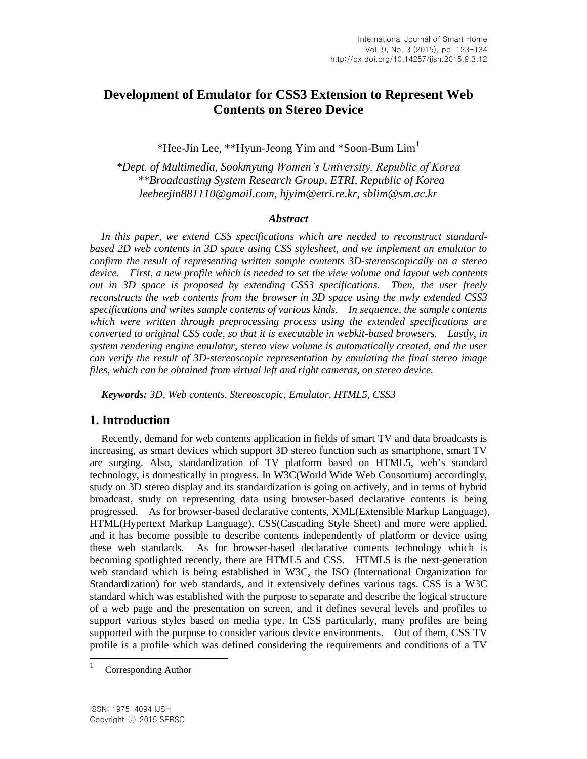# Development of Emulator for CSS3 Extension to Represent Web Contents on Stereo Device

\*Hee-Jin Lee, \*\*Hyun-Jeong Yim and \*Soon-Bum Lim[1]

*\*Dept. of Multimedia, Sookmyung Women's University, Republic of Korea*
*\*\*Broadcasting System Research Group, ETRI, Republic of Korea*
*leeheejin881110@gmail.com, hjyim@etri.re.kr, sblim@sm.ac.kr*

### *Abstract*

*In this paper, we extend CSS specifications which are needed to reconstruct standard-based 2D web contents in 3D space using CSS stylesheet, and we implement an emulator to confirm the result of representing written sample contents 3D-stereoscopically on a stereo device. First, a new profile which is needed to set the view volume and layout web contents out in 3D space is proposed by extending CSS3 specifications. Then, the user freely reconstructs the web contents from the browser in 3D space using the nwly extended CSS3 specifications and writes sample contents of various kinds. In sequence, the sample contents which were written through preprocessing process using the extended specifications are converted to original CSS code, so that it is executable in webkit-based browsers. Lastly, in system rendering engine emulator, stereo view volume is automatically created, and the user can verify the result of 3D-stereoscopic representation by emulating the final stereo image files, which can be obtained from virtual left and right cameras, on stereo device.*

***Keywords:*** *3D, Web contents, Stereoscopic, Emulator, HTML5, CSS3*

## 1. Introduction

Recently, demand for web contents application in fields of smart TV and data broadcasts is increasing, as smart devices which support 3D stereo function such as smartphone, smart TV are surging. Also, standardization of TV platform based on HTML5, web's standard technology, is domestically in progress. In W3C(World Wide Web Consortium) accordingly, study on 3D stereo display and its standardization is going on actively, and in terms of hybrid broadcast, study on representing data using browser-based declarative contents is being progressed. As for browser-based declarative contents, XML(Extensible Markup Language), HTML(Hypertext Markup Language), CSS(Cascading Style Sheet) and more were applied, and it has become possible to describe contents independently of platform or device using these web standards. As for browser-based declarative contents technology which is becoming spotlighted recently, there are HTML5 and CSS. HTML5 is the next-generation web standard which is being established in W3C, the ISO (International Organization for Standardization) for web standards, and it extensively defines various tags. CSS is a W3C standard which was established with the purpose to separate and describe the logical structure of a web page and the presentation on screen, and it defines several levels and profiles to support various styles based on media type. In CSS particularly, many profiles are being supported with the purpose to consider various device environments. Out of them, CSS TV profile is a profile which was defined considering the requirements and conditions of a TV

---

[1] Corresponding Author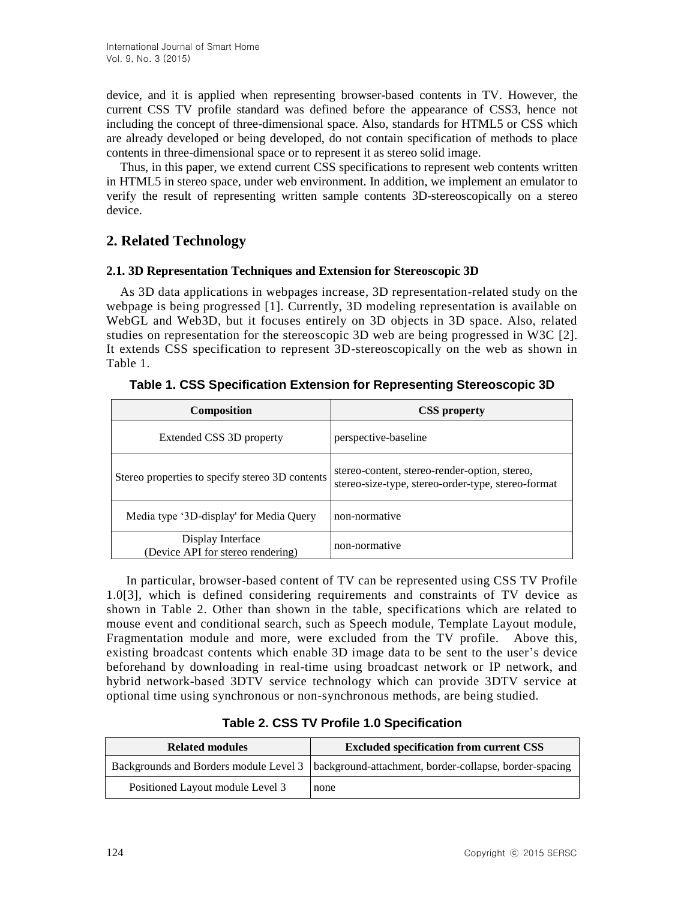device, and it is applied when representing browser-based contents in TV. However, the current CSS TV profile standard was defined before the appearance of CSS3, hence not including the concept of three-dimensional space. Also, standards for HTML5 or CSS which are already developed or being developed, do not contain specification of methods to place contents in three-dimensional space or to represent it as stereo solid image.

Thus, in this paper, we extend current CSS specifications to represent web contents written in HTML5 in stereo space, under web environment. In addition, we implement an emulator to verify the result of representing written sample contents 3D-stereoscopically on a stereo device.

## 2. Related Technology

### 2.1. 3D Representation Techniques and Extension for Stereoscopic 3D

As 3D data applications in webpages increase, 3D representation-related study on the webpage is being progressed [1]. Currently, 3D modeling representation is available on WebGL and Web3D, but it focuses entirely on 3D objects in 3D space. Also, related studies on representation for the stereoscopic 3D web are being progressed in W3C [2]. It extends CSS specification to represent 3D-stereoscopically on the web as shown in Table 1.

**Table 1. CSS Specification Extension for Representing Stereoscopic 3D**

| Composition | CSS property |
|---|---|
| Extended CSS 3D property | perspective-baseline |
| Stereo properties to specify stereo 3D contents | stereo-content, stereo-render-option, stereo, stereo-size-type, stereo-order-type, stereo-format |
| Media type '3D-display' for Media Query | non-normative |
| Display Interface (Device API for stereo rendering) | non-normative |

In particular, browser-based content of TV can be represented using CSS TV Profile 1.0[3], which is defined considering requirements and constraints of TV device as shown in Table 2. Other than shown in the table, specifications which are related to mouse event and conditional search, such as Speech module, Template Layout module, Fragmentation module and more, were excluded from the TV profile. Above this, existing broadcast contents which enable 3D image data to be sent to the user's device beforehand by downloading in real-time using broadcast network or IP network, and hybrid network-based 3DTV service technology which can provide 3DTV service at optional time using synchronous or non-synchronous methods, are being studied.

**Table 2. CSS TV Profile 1.0 Specification**

| Related modules | Excluded specification from current CSS |
|---|---|
| Backgrounds and Borders module Level 3 | background-attachment, border-collapse, border-spacing |
| Positioned Layout module Level 3 | none |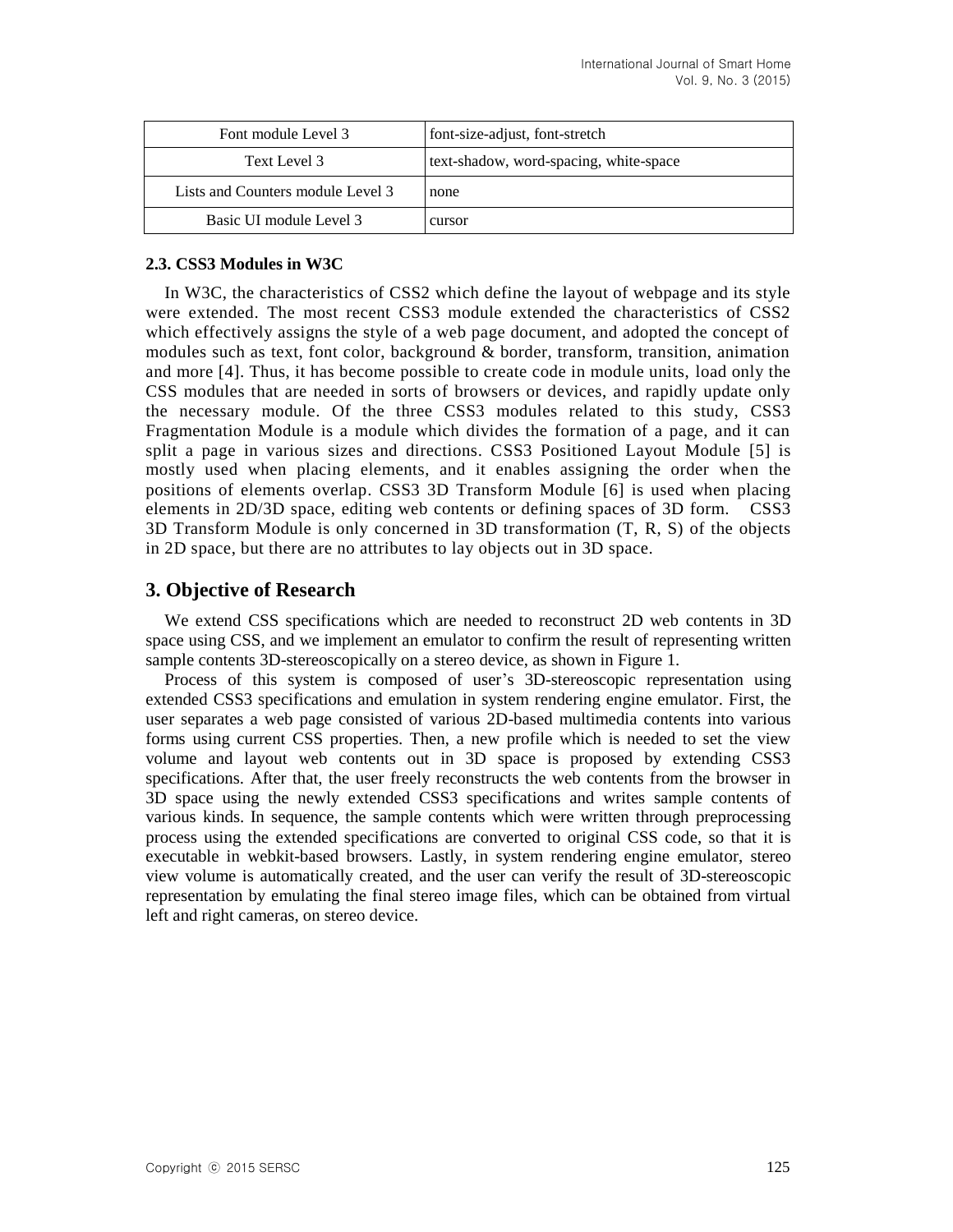| Font module Level 3 | font-size-adjust, font-stretch |
|---|---|
| Text Level 3 | text-shadow, word-spacing, white-space |
| Lists and Counters module Level 3 | none |
| Basic UI module Level 3 | cursor |

### 2.3. CSS3 Modules in W3C

In W3C, the characteristics of CSS2 which define the layout of webpage and its style were extended. The most recent CSS3 module extended the characteristics of CSS2 which effectively assigns the style of a web page document, and adopted the concept of modules such as text, font color, background & border, transform, transition, animation and more [4]. Thus, it has become possible to create code in module units, load only the CSS modules that are needed in sorts of browsers or devices, and rapidly update only the necessary module. Of the three CSS3 modules related to this study, CSS3 Fragmentation Module is a module which divides the formation of a page, and it can split a page in various sizes and directions. CSS3 Positioned Layout Module [5] is mostly used when placing elements, and it enables assigning the order when the positions of elements overlap. CSS3 3D Transform Module [6] is used when placing elements in 2D/3D space, editing web contents or defining spaces of 3D form. CSS3 3D Transform Module is only concerned in 3D transformation (T, R, S) of the objects in 2D space, but there are no attributes to lay objects out in 3D space.

## 3. Objective of Research

We extend CSS specifications which are needed to reconstruct 2D web contents in 3D space using CSS, and we implement an emulator to confirm the result of representing written sample contents 3D-stereoscopically on a stereo device, as shown in Figure 1.

Process of this system is composed of user's 3D-stereoscopic representation using extended CSS3 specifications and emulation in system rendering engine emulator. First, the user separates a web page consisted of various 2D-based multimedia contents into various forms using current CSS properties. Then, a new profile which is needed to set the view volume and layout web contents out in 3D space is proposed by extending CSS3 specifications. After that, the user freely reconstructs the web contents from the browser in 3D space using the newly extended CSS3 specifications and writes sample contents of various kinds. In sequence, the sample contents which were written through preprocessing process using the extended specifications are converted to original CSS code, so that it is executable in webkit-based browsers. Lastly, in system rendering engine emulator, stereo view volume is automatically created, and the user can verify the result of 3D-stereoscopic representation by emulating the final stereo image files, which can be obtained from virtual left and right cameras, on stereo device.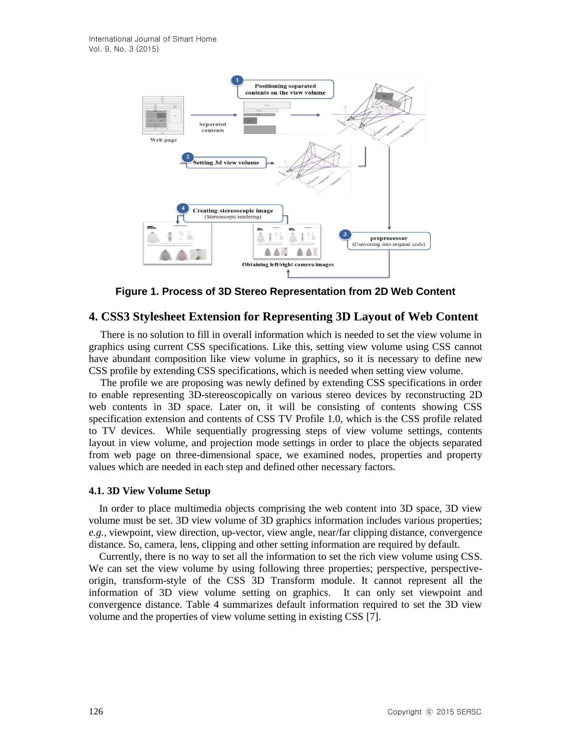Figure 1. Process of 3D Stereo Representation from 2D Web Content

## 4. CSS3 Stylesheet Extension for Representing 3D Layout of Web Content

There is no solution to fill in overall information which is needed to set the view volume in graphics using current CSS specifications. Like this, setting view volume using CSS cannot have abundant composition like view volume in graphics, so it is necessary to define new CSS profile by extending CSS specifications, which is needed when setting view volume.

The profile we are proposing was newly defined by extending CSS specifications in order to enable representing 3D-stereoscopically on various stereo devices by reconstructing 2D web contents in 3D space. Later on, it will be consisting of contents showing CSS specification extension and contents of CSS TV Profile 1.0, which is the CSS profile related to TV devices. While sequentially progressing steps of view volume settings, contents layout in view volume, and projection mode settings in order to place the objects separated from web page on three-dimensional space, we examined nodes, properties and property values which are needed in each step and defined other necessary factors.

### 4.1. 3D View Volume Setup

In order to place multimedia objects comprising the web content into 3D space, 3D view volume must be set. 3D view volume of 3D graphics information includes various properties; *e.g.*, viewpoint, view direction, up-vector, view angle, near/far clipping distance, convergence distance. So, camera, lens, clipping and other setting information are required by default.

Currently, there is no way to set all the information to set the rich view volume using CSS. We can set the view volume by using following three properties; perspective, perspective-origin, transform-style of the CSS 3D Transform module. It cannot represent all the information of 3D view volume setting on graphics. It can only set viewpoint and convergence distance. Table 4 summarizes default information required to set the 3D view volume and the properties of view volume setting in existing CSS [7].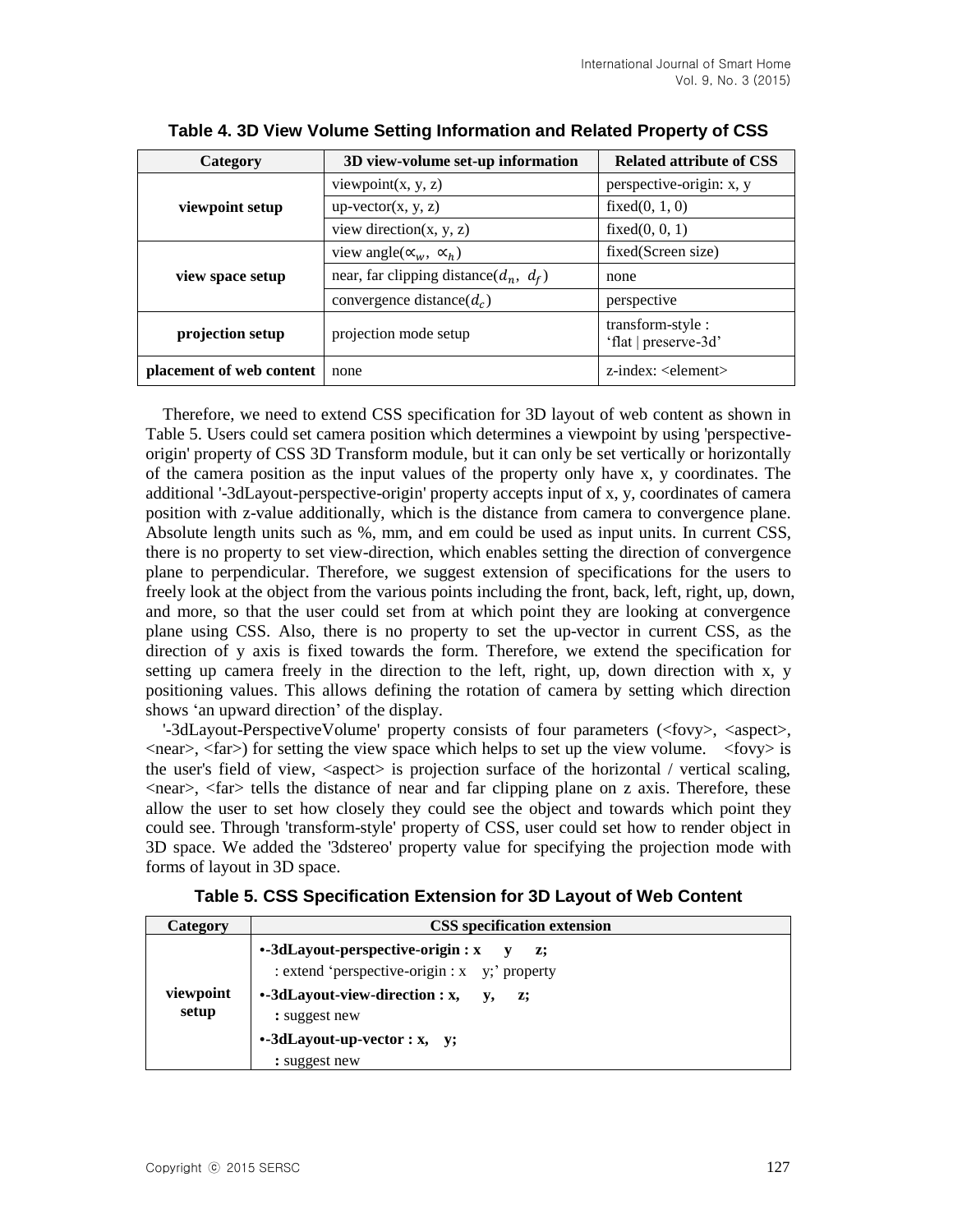**Table 4. 3D View Volume Setting Information and Related Property of CSS**

| Category | 3D view-volume set-up information | Related attribute of CSS |
|---|---|---|
| **viewpoint setup** | viewpoint(x, y, z) | perspective-origin: x, y |
| | up-vector(x, y, z) | fixed(0, 1, 0) |
| | view direction(x, y, z) | fixed(0, 0, 1) |
| **view space setup** | view angle($\propto_w$, $\propto_h$) | fixed(Screen size) |
| | near, far clipping distance($d_n$, $d_f$) | none |
| | convergence distance($d_c$) | perspective |
| **projection setup** | projection mode setup | transform-style : 'flat \| preserve-3d' |
| **placement of web content** | none | z-index: <element> |

Therefore, we need to extend CSS specification for 3D layout of web content as shown in Table 5. Users could set camera position which determines a viewpoint by using 'perspective-origin' property of CSS 3D Transform module, but it can only be set vertically or horizontally of the camera position as the input values of the property only have x, y coordinates. The additional '-3dLayout-perspective-origin' property accepts input of x, y, coordinates of camera position with z-value additionally, which is the distance from camera to convergence plane. Absolute length units such as %, mm, and em could be used as input units. In current CSS, there is no property to set view-direction, which enables setting the direction of convergence plane to perpendicular. Therefore, we suggest extension of specifications for the users to freely look at the object from the various points including the front, back, left, right, up, down, and more, so that the user could set from at which point they are looking at convergence plane using CSS. Also, there is no property to set the up-vector in current CSS, as the direction of y axis is fixed towards the form. Therefore, we extend the specification for setting up camera freely in the direction to the left, right, up, down direction with x, y positioning values. This allows defining the rotation of camera by setting which direction shows 'an upward direction' of the display.

'-3dLayout-PerspectiveVolume' property consists of four parameters (<fovy>, <aspect>, <near>, <far>) for setting the view space which helps to set up the view volume. <fovy> is the user's field of view, <aspect> is projection surface of the horizontal / vertical scaling, <near>, <far> tells the distance of near and far clipping plane on z axis. Therefore, these allow the user to set how closely they could see the object and towards which point they could see. Through 'transform-style' property of CSS, user could set how to render object in 3D space. We added the '3dstereo' property value for specifying the projection mode with forms of layout in 3D space.

**Table 5. CSS Specification Extension for 3D Layout of Web Content**

| Category | CSS specification extension |
|---|---|
| **viewpoint setup** | **•-3dLayout-perspective-origin : x y z;**<br>: extend 'perspective-origin : x y;' property<br>**•-3dLayout-view-direction : x, y, z;**<br>**:** suggest new<br>**•-3dLayout-up-vector : x, y;**<br>**:** suggest new |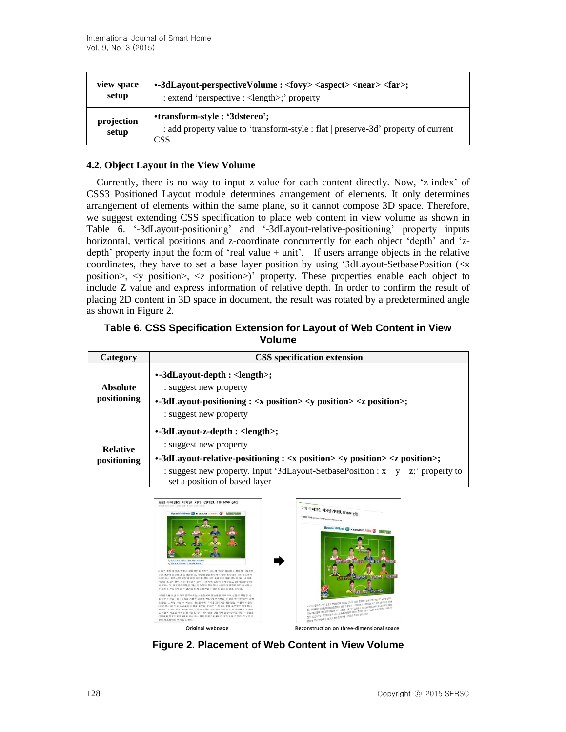| view space setup | **•-3dLayout-perspectiveVolume : <fovy> <aspect> <near> <far>;**<br>: extend 'perspective : <length>;' property |
|---|---|
| projection setup | **•transform-style : '3dstereo';**<br>: add property value to 'transform-style : flat \| preserve-3d' property of current CSS |

### 4.2. Object Layout in the View Volume

Currently, there is no way to input z-value for each content directly. Now, 'z-index' of CSS3 Positioned Layout module determines arrangement of elements. It only determines arrangement of elements within the same plane, so it cannot compose 3D space. Therefore, we suggest extending CSS specification to place web content in view volume as shown in Table 6. '-3dLayout-positioning' and '-3dLayout-relative-positioning' property inputs horizontal, vertical positions and z-coordinate concurrently for each object 'depth' and 'z-depth' property input the form of 'real value + unit'. If users arrange objects in the relative coordinates, they have to set a base layer position by using '3dLayout-SetbasePosition (<x position>, <y position>, <z position>)' property. These properties enable each object to include Z value and express information of relative depth. In order to confirm the result of placing 2D content in 3D space in document, the result was rotated by a predetermined angle as shown in Figure 2.

**Table 6. CSS Specification Extension for Layout of Web Content in View Volume**

| Category | CSS specification extension |
|---|---|
| Absolute positioning | **•-3dLayout-depth : <length>;**<br>: suggest new property<br>**•-3dLayout-positioning : <x position> <y position> <z position>;**<br>: suggest new property |
| Relative positioning | **•-3dLayout-z-depth : <length>;**<br>: suggest new property<br>**•-3dLayout-relative-positioning : <x position> <y position> <z position>;**<br>: suggest new property. Input '3dLayout-SetbasePosition : x y z;' property to set a position of based layer |

Original webpage        Reconstruction on three-dimensional space

**Figure 2. Placement of Web Content in View Volume**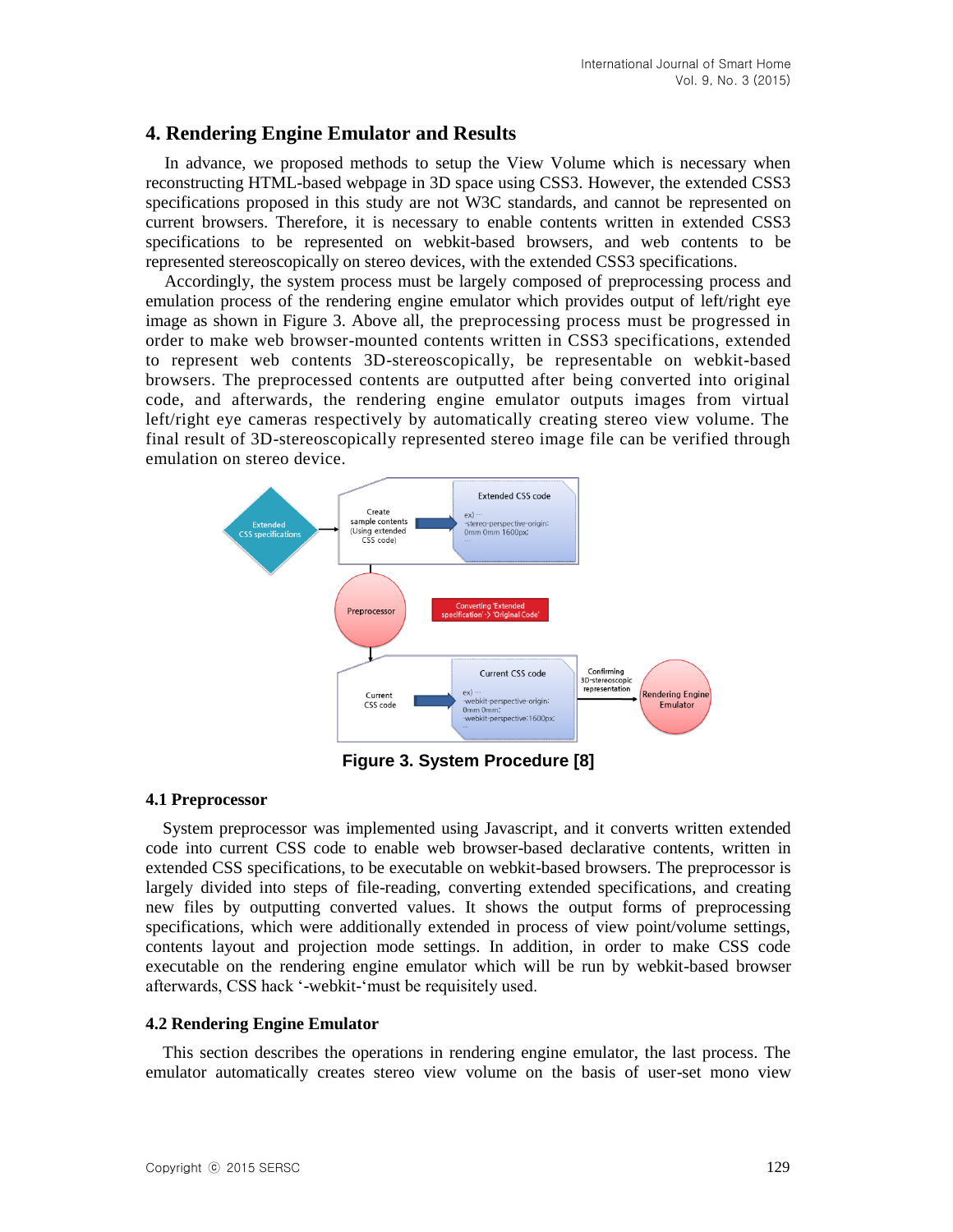## 4. Rendering Engine Emulator and Results

In advance, we proposed methods to setup the View Volume which is necessary when reconstructing HTML-based webpage in 3D space using CSS3. However, the extended CSS3 specifications proposed in this study are not W3C standards, and cannot be represented on current browsers. Therefore, it is necessary to enable contents written in extended CSS3 specifications to be represented on webkit-based browsers, and web contents to be represented stereoscopically on stereo devices, with the extended CSS3 specifications.

Accordingly, the system process must be largely composed of preprocessing process and emulation process of the rendering engine emulator which provides output of left/right eye image as shown in Figure 3. Above all, the preprocessing process must be progressed in order to make web browser-mounted contents written in CSS3 specifications, extended to represent web contents 3D-stereoscopically, be representable on webkit-based browsers. The preprocessed contents are outputted after being converted into original code, and afterwards, the rendering engine emulator outputs images from virtual left/right eye cameras respectively by automatically creating stereo view volume. The final result of 3D-stereoscopically represented stereo image file can be verified through emulation on stereo device.

**Figure 3. System Procedure [8]**

### 4.1 Preprocessor

System preprocessor was implemented using Javascript, and it converts written extended code into current CSS code to enable web browser-based declarative contents, written in extended CSS specifications, to be executable on webkit-based browsers. The preprocessor is largely divided into steps of file-reading, converting extended specifications, and creating new files by outputting converted values. It shows the output forms of preprocessing specifications, which were additionally extended in process of view point/volume settings, contents layout and projection mode settings. In addition, in order to make CSS code executable on the rendering engine emulator which will be run by webkit-based browser afterwards, CSS hack '-webkit-'must be requisitely used.

### 4.2 Rendering Engine Emulator

This section describes the operations in rendering engine emulator, the last process. The emulator automatically creates stereo view volume on the basis of user-set mono view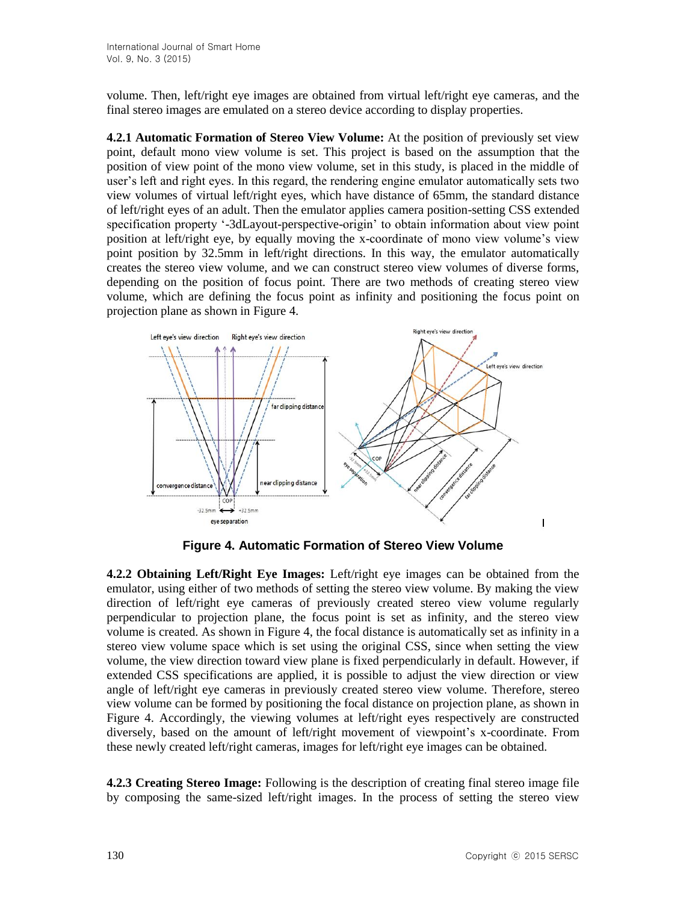volume. Then, left/right eye images are obtained from virtual left/right eye cameras, and the final stereo images are emulated on a stereo device according to display properties.

**4.2.1 Automatic Formation of Stereo View Volume:** At the position of previously set view point, default mono view volume is set. This project is based on the assumption that the position of view point of the mono view volume, set in this study, is placed in the middle of user's left and right eyes. In this regard, the rendering engine emulator automatically sets two view volumes of virtual left/right eyes, which have distance of 65mm, the standard distance of left/right eyes of an adult. Then the emulator applies camera position-setting CSS extended specification property '-3dLayout-perspective-origin' to obtain information about view point position at left/right eye, by equally moving the x-coordinate of mono view volume's view point position by 32.5mm in left/right directions. In this way, the emulator automatically creates the stereo view volume, and we can construct stereo view volumes of diverse forms, depending on the position of focus point. There are two methods of creating stereo view volume, which are defining the focus point as infinity and positioning the focus point on projection plane as shown in Figure 4.

**Figure 4. Automatic Formation of Stereo View Volume**

**4.2.2 Obtaining Left/Right Eye Images:** Left/right eye images can be obtained from the emulator, using either of two methods of setting the stereo view volume. By making the view direction of left/right eye cameras of previously created stereo view volume regularly perpendicular to projection plane, the focus point is set as infinity, and the stereo view volume is created. As shown in Figure 4, the focal distance is automatically set as infinity in a stereo view volume space which is set using the original CSS, since when setting the view volume, the view direction toward view plane is fixed perpendicularly in default. However, if extended CSS specifications are applied, it is possible to adjust the view direction or view angle of left/right eye cameras in previously created stereo view volume. Therefore, stereo view volume can be formed by positioning the focal distance on projection plane, as shown in Figure 4. Accordingly, the viewing volumes at left/right eyes respectively are constructed diversely, based on the amount of left/right movement of viewpoint's x-coordinate. From these newly created left/right cameras, images for left/right eye images can be obtained.

**4.2.3 Creating Stereo Image:** Following is the description of creating final stereo image file by composing the same-sized left/right images. In the process of setting the stereo view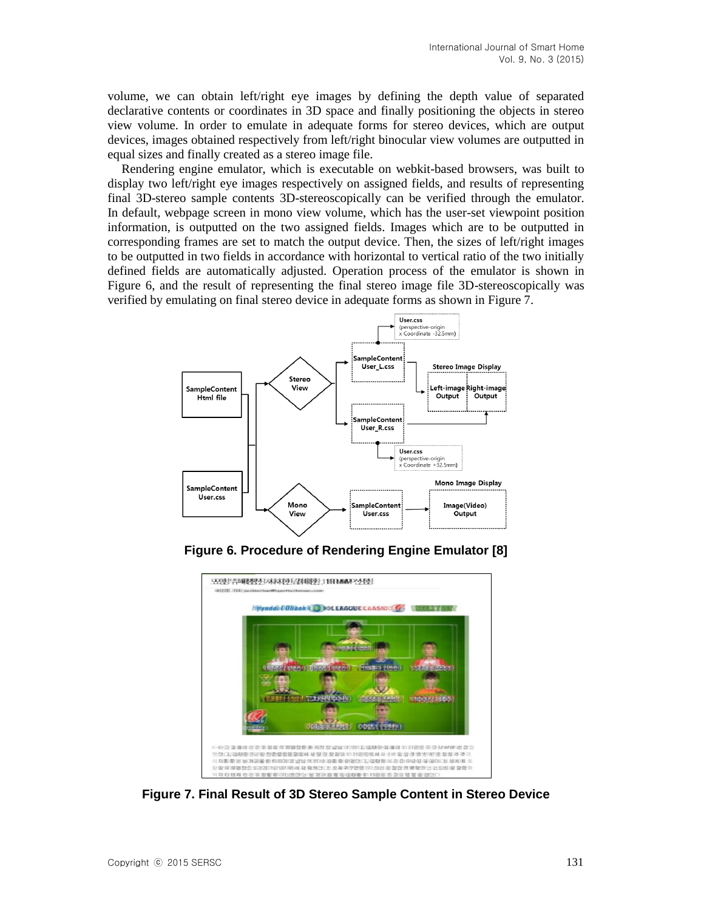volume, we can obtain left/right eye images by defining the depth value of separated declarative contents or coordinates in 3D space and finally positioning the objects in stereo view volume. In order to emulate in adequate forms for stereo devices, which are output devices, images obtained respectively from left/right binocular view volumes are outputted in equal sizes and finally created as a stereo image file.

Rendering engine emulator, which is executable on webkit-based browsers, was built to display two left/right eye images respectively on assigned fields, and results of representing final 3D-stereo sample contents 3D-stereoscopically can be verified through the emulator. In default, webpage screen in mono view volume, which has the user-set viewpoint position information, is outputted on the two assigned fields. Images which are to be outputted in corresponding frames are set to match the output device. Then, the sizes of left/right images to be outputted in two fields in accordance with horizontal to vertical ratio of the two initially defined fields are automatically adjusted. Operation process of the emulator is shown in Figure 6, and the result of representing the final stereo image file 3D-stereoscopically was verified by emulating on final stereo device in adequate forms as shown in Figure 7.

**Figure 6. Procedure of Rendering Engine Emulator [8]**

**Figure 7. Final Result of 3D Stereo Sample Content in Stereo Device**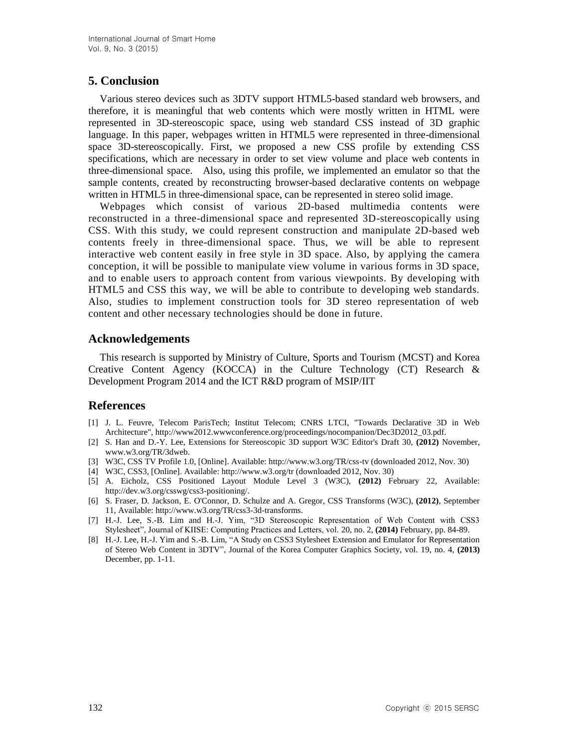## 5. Conclusion

Various stereo devices such as 3DTV support HTML5-based standard web browsers, and therefore, it is meaningful that web contents which were mostly written in HTML were represented in 3D-stereoscopic space, using web standard CSS instead of 3D graphic language. In this paper, webpages written in HTML5 were represented in three-dimensional space 3D-stereoscopically. First, we proposed a new CSS profile by extending CSS specifications, which are necessary in order to set view volume and place web contents in three-dimensional space. Also, using this profile, we implemented an emulator so that the sample contents, created by reconstructing browser-based declarative contents on webpage written in HTML5 in three-dimensional space, can be represented in stereo solid image.

Webpages which consist of various 2D-based multimedia contents were reconstructed in a three-dimensional space and represented 3D-stereoscopically using CSS. With this study, we could represent construction and manipulate 2D-based web contents freely in three-dimensional space. Thus, we will be able to represent interactive web content easily in free style in 3D space. Also, by applying the camera conception, it will be possible to manipulate view volume in various forms in 3D space, and to enable users to approach content from various viewpoints. By developing with HTML5 and CSS this way, we will be able to contribute to developing web standards. Also, studies to implement construction tools for 3D stereo representation of web content and other necessary technologies should be done in future.

## Acknowledgements

This research is supported by Ministry of Culture, Sports and Tourism (MCST) and Korea Creative Content Agency (KOCCA) in the Culture Technology (CT) Research & Development Program 2014 and the ICT R&D program of MSIP/IIT

## References

[1] J. L. Feuvre, Telecom ParisTech; Institut Telecom; CNRS LTCI, "Towards Declarative 3D in Web Architecture", http://www2012.wwwconference.org/proceedings/nocompanion/Dec3D2012_03.pdf.

[2] S. Han and D.-Y. Lee, Extensions for Stereoscopic 3D support W3C Editor's Draft 30, **(2012)** November, www.w3.org/TR/3dweb.

[3] W3C, CSS TV Profile 1.0, [Online]. Available: http://www.w3.org/TR/css-tv (downloaded 2012, Nov. 30)

[4] W3C, CSS3, [Online]. Available: http://www.w3.org/tr (downloaded 2012, Nov. 30)

[5] A. Eicholz, CSS Positioned Layout Module Level 3 (W3C), **(2012)** February 22, Available: http://dev.w3.org/csswg/css3-positioning/.

[6] S. Fraser, D. Jackson, E. O'Connor, D. Schulze and A. Gregor, CSS Transforms (W3C), **(2012)**, September 11, Available: http://www.w3.org/TR/css3-3d-transforms.

[7] H.-J. Lee, S.-B. Lim and H.-J. Yim, "3D Stereoscopic Representation of Web Content with CSS3 Stylesheet", Journal of KIISE: Computing Practices and Letters, vol. 20, no. 2, **(2014)** February, pp. 84-89.

[8] H.-J. Lee, H.-J. Yim and S.-B. Lim, "A Study on CSS3 Stylesheet Extension and Emulator for Representation of Stereo Web Content in 3DTV", Journal of the Korea Computer Graphics Society, vol. 19, no. 4, **(2013)** December, pp. 1-11.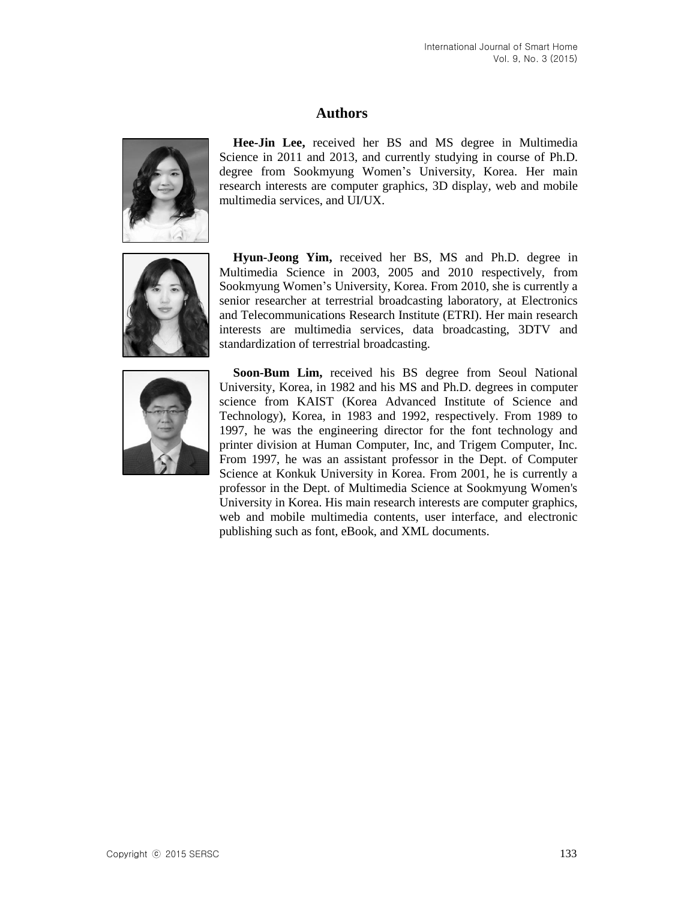## Authors

**Hee-Jin Lee,** received her BS and MS degree in Multimedia Science in 2011 and 2013, and currently studying in course of Ph.D. degree from Sookmyung Women's University, Korea. Her main research interests are computer graphics, 3D display, web and mobile multimedia services, and UI/UX.

**Hyun-Jeong Yim,** received her BS, MS and Ph.D. degree in Multimedia Science in 2003, 2005 and 2010 respectively, from Sookmyung Women's University, Korea. From 2010, she is currently a senior researcher at terrestrial broadcasting laboratory, at Electronics and Telecommunications Research Institute (ETRI). Her main research interests are multimedia services, data broadcasting, 3DTV and standardization of terrestrial broadcasting.

**Soon-Bum Lim,** received his BS degree from Seoul National University, Korea, in 1982 and his MS and Ph.D. degrees in computer science from KAIST (Korea Advanced Institute of Science and Technology), Korea, in 1983 and 1992, respectively. From 1989 to 1997, he was the engineering director for the font technology and printer division at Human Computer, Inc, and Trigem Computer, Inc. From 1997, he was an assistant professor in the Dept. of Computer Science at Konkuk University in Korea. From 2001, he is currently a professor in the Dept. of Multimedia Science at Sookmyung Women's University in Korea. His main research interests are computer graphics, web and mobile multimedia contents, user interface, and electronic publishing such as font, eBook, and XML documents.